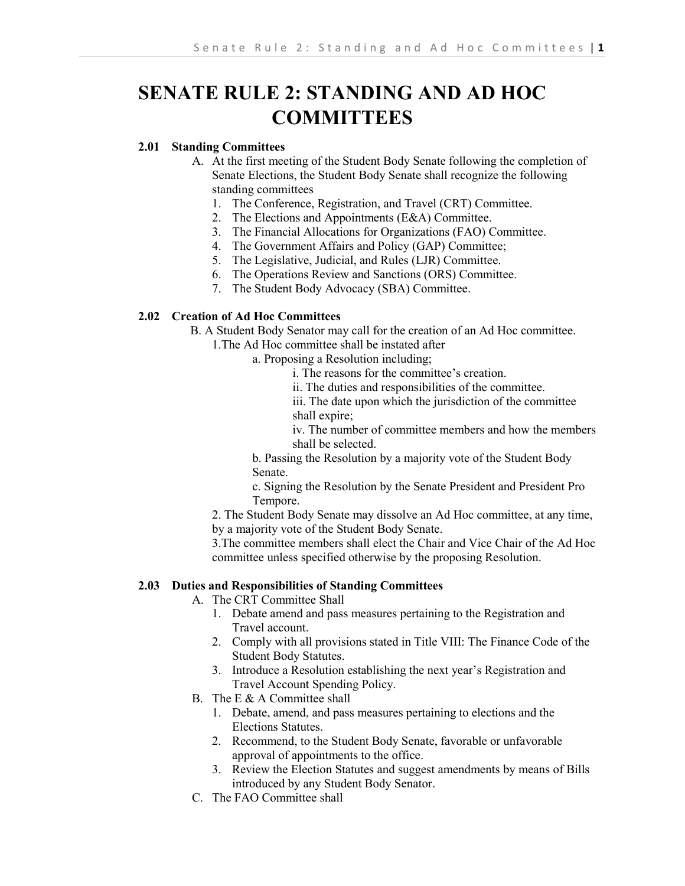# SENATE RULE 2: STANDING AND AD HOC COMMITTEES

**2.01 Standing Committees**

A. At the first meeting of the Student Body Senate following the completion of Senate Elections, the Student Body Senate shall recognize the following standing committees
   1. The Conference, Registration, and Travel (CRT) Committee.
   2. The Elections and Appointments (E&A) Committee.
   3. The Financial Allocations for Organizations (FAO) Committee.
   4. The Government Affairs and Policy (GAP) Committee;
   5. The Legislative, Judicial, and Rules (LJR) Committee.
   6. The Operations Review and Sanctions (ORS) Committee.
   7. The Student Body Advocacy (SBA) Committee.

**2.02 Creation of Ad Hoc Committees**

B. A Student Body Senator may call for the creation of an Ad Hoc committee.
   1. The Ad Hoc committee shall be instated after
      a. Proposing a Resolution including;
         i. The reasons for the committee's creation.
         ii. The duties and responsibilities of the committee.
         iii. The date upon which the jurisdiction of the committee shall expire;
         iv. The number of committee members and how the members shall be selected.
      b. Passing the Resolution by a majority vote of the Student Body Senate.
      c. Signing the Resolution by the Senate President and President Pro Tempore.
   2. The Student Body Senate may dissolve an Ad Hoc committee, at any time, by a majority vote of the Student Body Senate.
   3. The committee members shall elect the Chair and Vice Chair of the Ad Hoc committee unless specified otherwise by the proposing Resolution.

**2.03 Duties and Responsibilities of Standing Committees**

A. The CRT Committee Shall
   1. Debate amend and pass measures pertaining to the Registration and Travel account.
   2. Comply with all provisions stated in Title VIII: The Finance Code of the Student Body Statutes.
   3. Introduce a Resolution establishing the next year's Registration and Travel Account Spending Policy.

B. The E & A Committee shall
   1. Debate, amend, and pass measures pertaining to elections and the Elections Statutes.
   2. Recommend, to the Student Body Senate, favorable or unfavorable approval of appointments to the office.
   3. Review the Election Statutes and suggest amendments by means of Bills introduced by any Student Body Senator.

C. The FAO Committee shall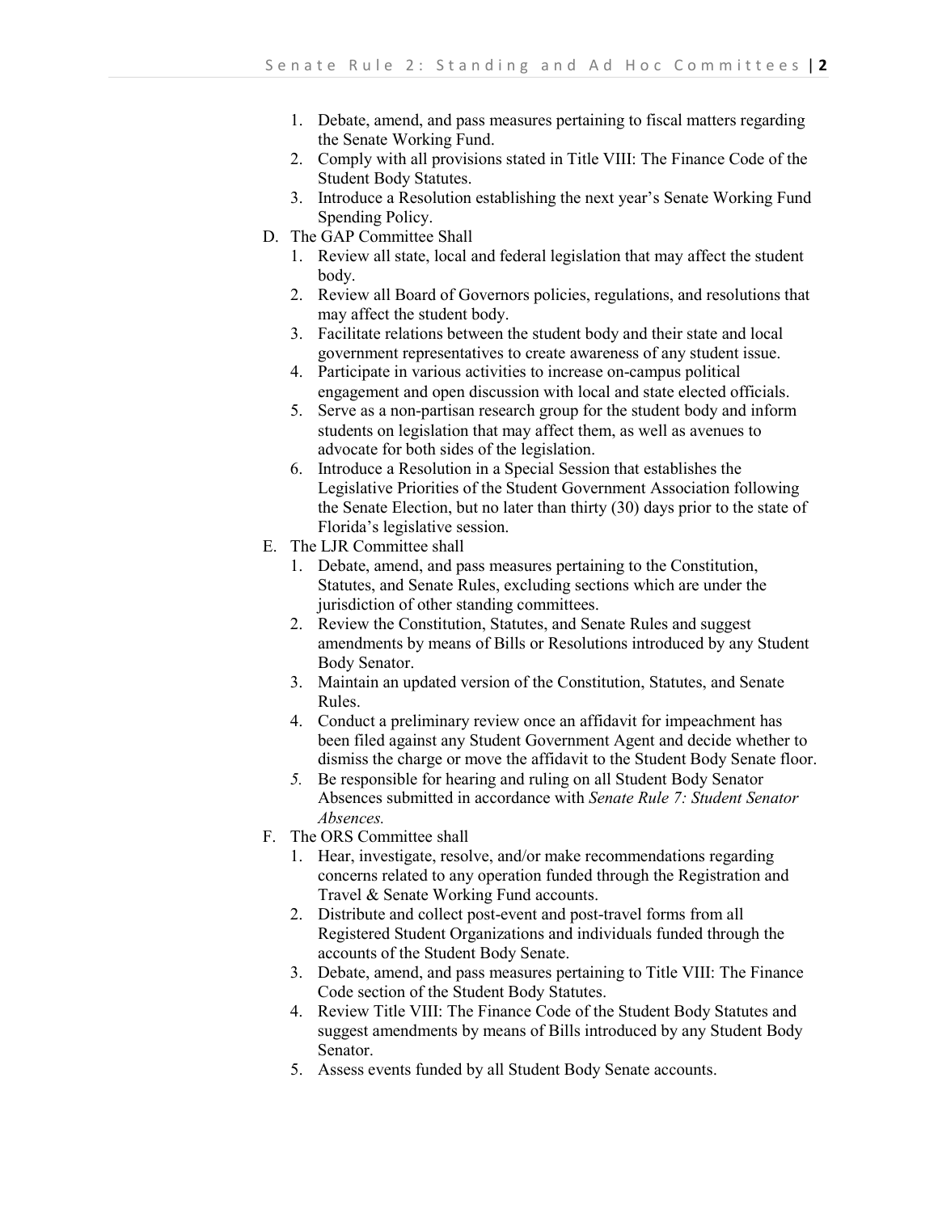1. Debate, amend, and pass measures pertaining to fiscal matters regarding the Senate Working Fund.
2. Comply with all provisions stated in Title VIII: The Finance Code of the Student Body Statutes.
3. Introduce a Resolution establishing the next year's Senate Working Fund Spending Policy.

D. The GAP Committee Shall

1. Review all state, local and federal legislation that may affect the student body.
2. Review all Board of Governors policies, regulations, and resolutions that may affect the student body.
3. Facilitate relations between the student body and their state and local government representatives to create awareness of any student issue.
4. Participate in various activities to increase on-campus political engagement and open discussion with local and state elected officials.
5. Serve as a non-partisan research group for the student body and inform students on legislation that may affect them, as well as avenues to advocate for both sides of the legislation.
6. Introduce a Resolution in a Special Session that establishes the Legislative Priorities of the Student Government Association following the Senate Election, but no later than thirty (30) days prior to the state of Florida's legislative session.

E. The LJR Committee shall

1. Debate, amend, and pass measures pertaining to the Constitution, Statutes, and Senate Rules, excluding sections which are under the jurisdiction of other standing committees.
2. Review the Constitution, Statutes, and Senate Rules and suggest amendments by means of Bills or Resolutions introduced by any Student Body Senator.
3. Maintain an updated version of the Constitution, Statutes, and Senate Rules.
4. Conduct a preliminary review once an affidavit for impeachment has been filed against any Student Government Agent and decide whether to dismiss the charge or move the affidavit to the Student Body Senate floor.
5. Be responsible for hearing and ruling on all Student Body Senator Absences submitted in accordance with *Senate Rule 7: Student Senator Absences.*

F. The ORS Committee shall

1. Hear, investigate, resolve, and/or make recommendations regarding concerns related to any operation funded through the Registration and Travel & Senate Working Fund accounts.
2. Distribute and collect post-event and post-travel forms from all Registered Student Organizations and individuals funded through the accounts of the Student Body Senate.
3. Debate, amend, and pass measures pertaining to Title VIII: The Finance Code section of the Student Body Statutes.
4. Review Title VIII: The Finance Code of the Student Body Statutes and suggest amendments by means of Bills introduced by any Student Body Senator.
5. Assess events funded by all Student Body Senate accounts.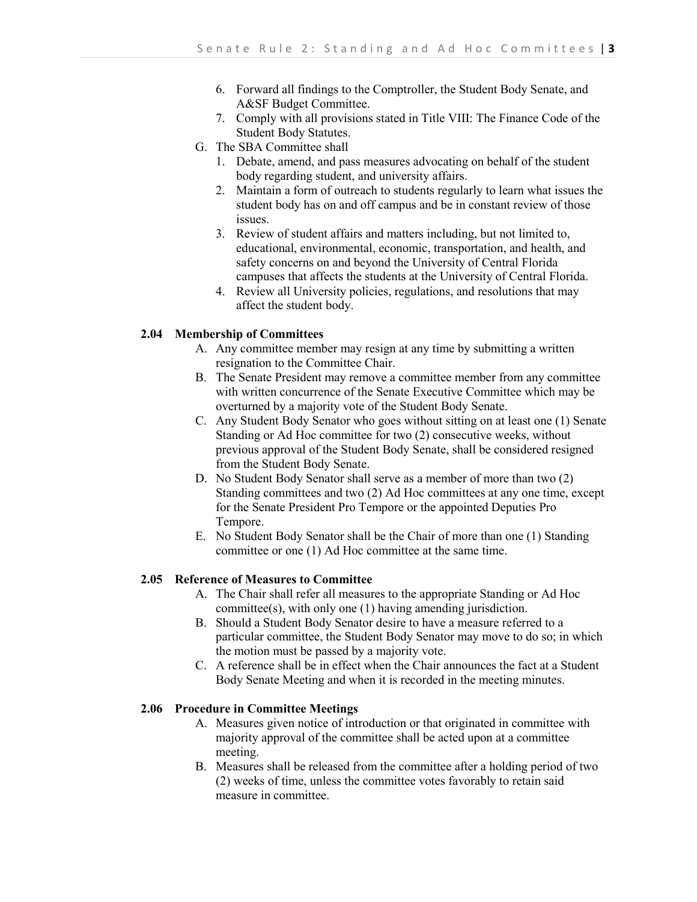6. Forward all findings to the Comptroller, the Student Body Senate, and A&SF Budget Committee.
7. Comply with all provisions stated in Title VIII: The Finance Code of the Student Body Statutes.

G. The SBA Committee shall

1. Debate, amend, and pass measures advocating on behalf of the student body regarding student, and university affairs.
2. Maintain a form of outreach to students regularly to learn what issues the student body has on and off campus and be in constant review of those issues.
3. Review of student affairs and matters including, but not limited to, educational, environmental, economic, transportation, and health, and safety concerns on and beyond the University of Central Florida campuses that affects the students at the University of Central Florida.
4. Review all University policies, regulations, and resolutions that may affect the student body.

### 2.04 Membership of Committees

A. Any committee member may resign at any time by submitting a written resignation to the Committee Chair.

B. The Senate President may remove a committee member from any committee with written concurrence of the Senate Executive Committee which may be overturned by a majority vote of the Student Body Senate.

C. Any Student Body Senator who goes without sitting on at least one (1) Senate Standing or Ad Hoc committee for two (2) consecutive weeks, without previous approval of the Student Body Senate, shall be considered resigned from the Student Body Senate.

D. No Student Body Senator shall serve as a member of more than two (2) Standing committees and two (2) Ad Hoc committees at any one time, except for the Senate President Pro Tempore or the appointed Deputies Pro Tempore.

E. No Student Body Senator shall be the Chair of more than one (1) Standing committee or one (1) Ad Hoc committee at the same time.

### 2.05 Reference of Measures to Committee

A. The Chair shall refer all measures to the appropriate Standing or Ad Hoc committee(s), with only one (1) having amending jurisdiction.

B. Should a Student Body Senator desire to have a measure referred to a particular committee, the Student Body Senator may move to do so; in which the motion must be passed by a majority vote.

C. A reference shall be in effect when the Chair announces the fact at a Student Body Senate Meeting and when it is recorded in the meeting minutes.

### 2.06 Procedure in Committee Meetings

A. Measures given notice of introduction or that originated in committee with majority approval of the committee shall be acted upon at a committee meeting.

B. Measures shall be released from the committee after a holding period of two (2) weeks of time, unless the committee votes favorably to retain said measure in committee.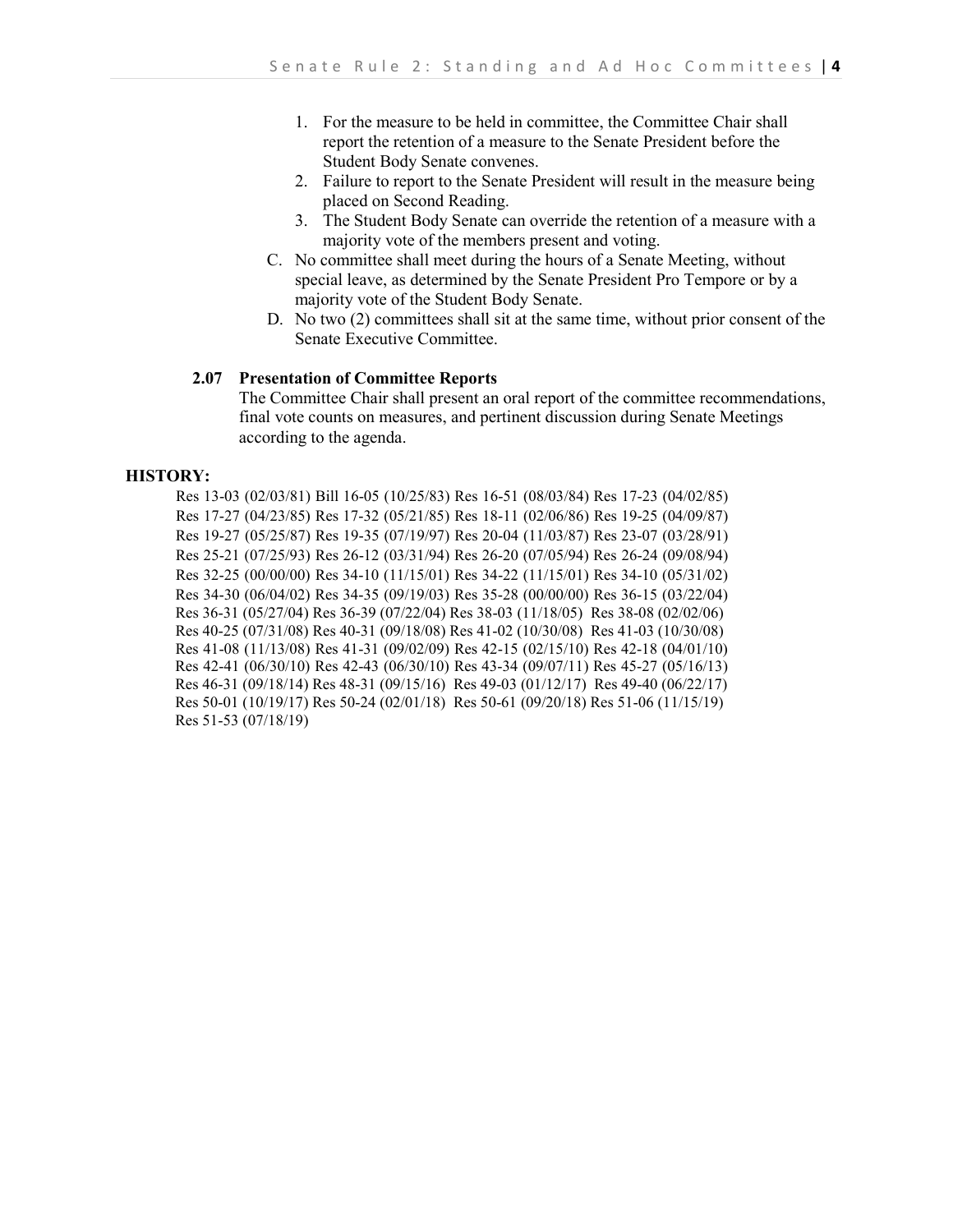1. For the measure to be held in committee, the Committee Chair shall report the retention of a measure to the Senate President before the Student Body Senate convenes.
2. Failure to report to the Senate President will result in the measure being placed on Second Reading.
3. The Student Body Senate can override the retention of a measure with a majority vote of the members present and voting.

C. No committee shall meet during the hours of a Senate Meeting, without special leave, as determined by the Senate President Pro Tempore or by a majority vote of the Student Body Senate.

D. No two (2) committees shall sit at the same time, without prior consent of the Senate Executive Committee.

### 2.07 Presentation of Committee Reports

The Committee Chair shall present an oral report of the committee recommendations, final vote counts on measures, and pertinent discussion during Senate Meetings according to the agenda.

**HISTORY:**

Res 13-03 (02/03/81) Bill 16-05 (10/25/83) Res 16-51 (08/03/84) Res 17-23 (04/02/85) Res 17-27 (04/23/85) Res 17-32 (05/21/85) Res 18-11 (02/06/86) Res 19-25 (04/09/87) Res 19-27 (05/25/87) Res 19-35 (07/19/97) Res 20-04 (11/03/87) Res 23-07 (03/28/91) Res 25-21 (07/25/93) Res 26-12 (03/31/94) Res 26-20 (07/05/94) Res 26-24 (09/08/94) Res 32-25 (00/00/00) Res 34-10 (11/15/01) Res 34-22 (11/15/01) Res 34-10 (05/31/02) Res 34-30 (06/04/02) Res 34-35 (09/19/03) Res 35-28 (00/00/00) Res 36-15 (03/22/04) Res 36-31 (05/27/04) Res 36-39 (07/22/04) Res 38-03 (11/18/05) Res 38-08 (02/02/06) Res 40-25 (07/31/08) Res 40-31 (09/18/08) Res 41-02 (10/30/08) Res 41-03 (10/30/08) Res 41-08 (11/13/08) Res 41-31 (09/02/09) Res 42-15 (02/15/10) Res 42-18 (04/01/10) Res 42-41 (06/30/10) Res 42-43 (06/30/10) Res 43-34 (09/07/11) Res 45-27 (05/16/13) Res 46-31 (09/18/14) Res 48-31 (09/15/16) Res 49-03 (01/12/17) Res 49-40 (06/22/17) Res 50-01 (10/19/17) Res 50-24 (02/01/18) Res 50-61 (09/20/18) Res 51-06 (11/15/19) Res 51-53 (07/18/19)